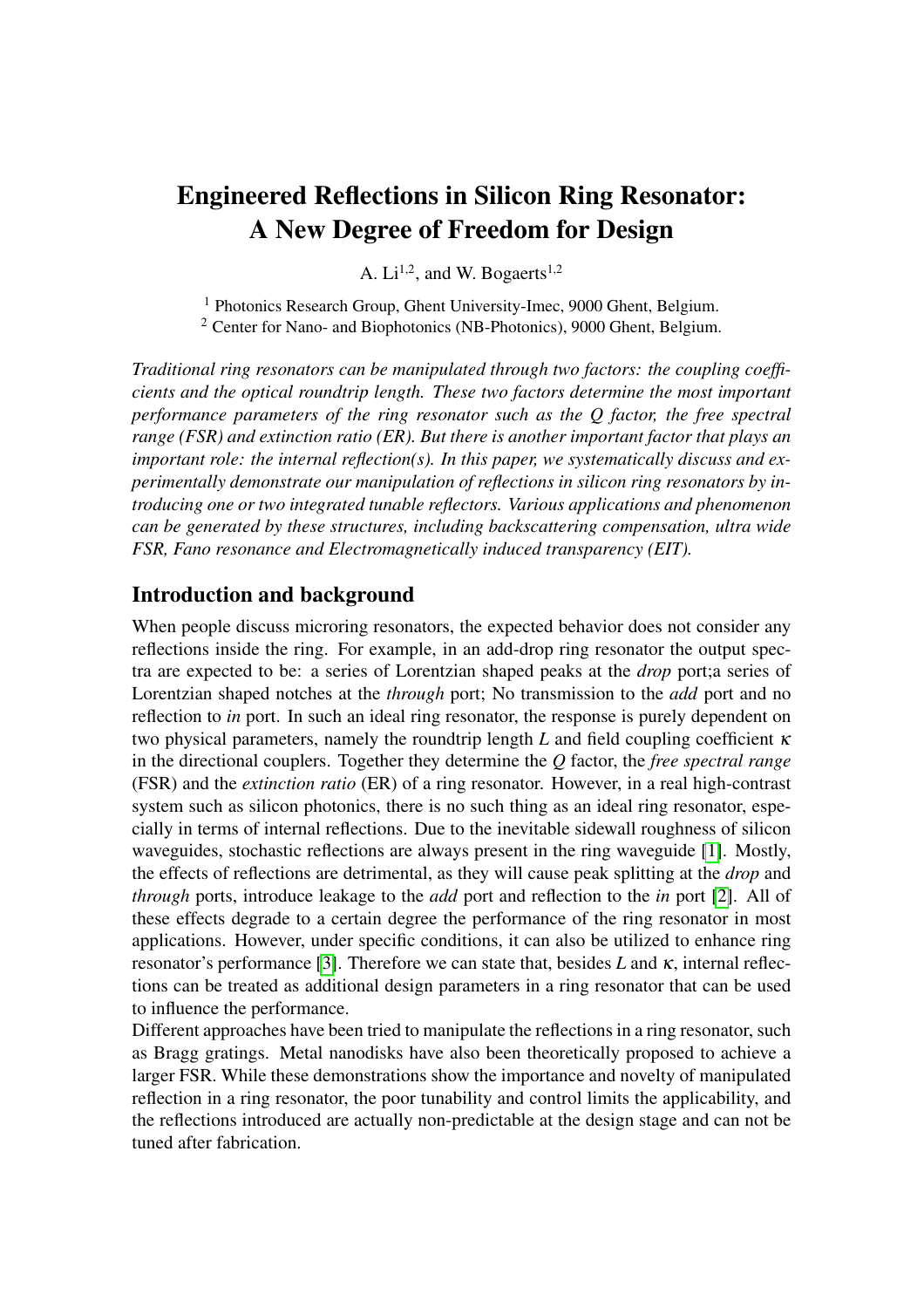# Engineered Reflections in Silicon Ring Resonator: A New Degree of Freedom for Design

A. Li[1,2], and W. Bogaerts[1,2]

[1] Photonics Research Group, Ghent University-Imec, 9000 Ghent, Belgium.
[2] Center for Nano- and Biophotonics (NB-Photonics), 9000 Ghent, Belgium.

*Traditional ring resonators can be manipulated through two factors: the coupling coefficients and the optical roundtrip length. These two factors determine the most important performance parameters of the ring resonator such as the Q factor, the free spectral range (FSR) and extinction ratio (ER). But there is another important factor that plays an important role: the internal reflection(s). In this paper, we systematically discuss and experimentally demonstrate our manipulation of reflections in silicon ring resonators by introducing one or two integrated tunable reflectors. Various applications and phenomenon can be generated by these structures, including backscattering compensation, ultra wide FSR, Fano resonance and Electromagnetically induced transparency (EIT).*

## Introduction and background

When people discuss microring resonators, the expected behavior does not consider any reflections inside the ring. For example, in an add-drop ring resonator the output spectra are expected to be: a series of Lorentzian shaped peaks at the *drop* port;a series of Lorentzian shaped notches at the *through* port; No transmission to the *add* port and no reflection to *in* port. In such an ideal ring resonator, the response is purely dependent on two physical parameters, namely the roundtrip length $L$ and field coupling coefficient $\kappa$ in the directional couplers. Together they determine the $Q$ factor, the *free spectral range* (FSR) and the *extinction ratio* (ER) of a ring resonator. However, in a real high-contrast system such as silicon photonics, there is no such thing as an ideal ring resonator, especially in terms of internal reflections. Due to the inevitable sidewall roughness of silicon waveguides, stochastic reflections are always present in the ring waveguide [1]. Mostly, the effects of reflections are detrimental, as they will cause peak splitting at the *drop* and *through* ports, introduce leakage to the *add* port and reflection to the *in* port [2]. All of these effects degrade to a certain degree the performance of the ring resonator in most applications. However, under specific conditions, it can also be utilized to enhance ring resonator's performance [3]. Therefore we can state that, besides $L$ and $\kappa$, internal reflections can be treated as additional design parameters in a ring resonator that can be used to influence the performance.

Different approaches have been tried to manipulate the reflections in a ring resonator, such as Bragg gratings. Metal nanodisks have also been theoretically proposed to achieve a larger FSR. While these demonstrations show the importance and novelty of manipulated reflection in a ring resonator, the poor tunability and control limits the applicability, and the reflections introduced are actually non-predictable at the design stage and can not be tuned after fabrication.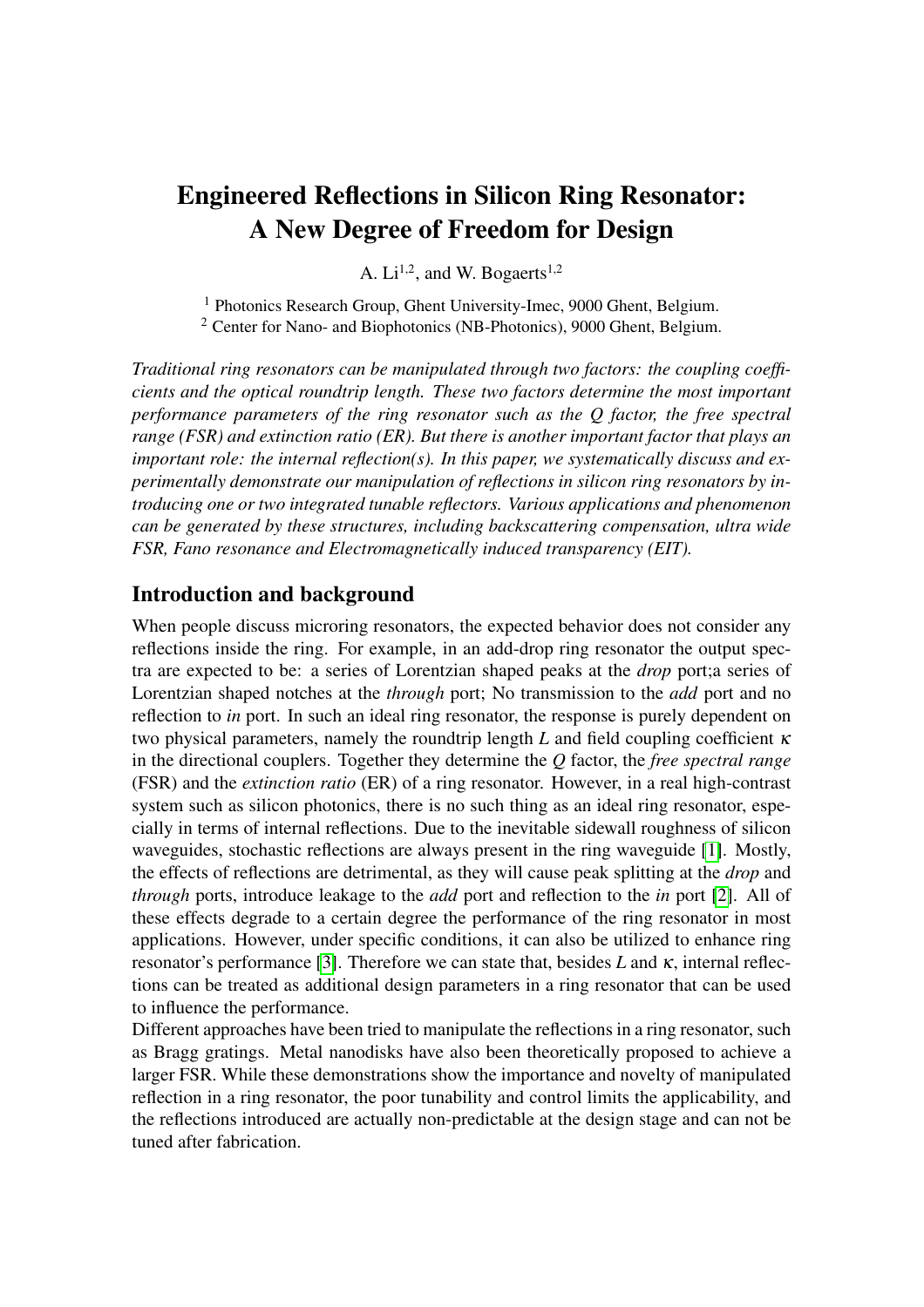# Engineered Reflections in Silicon Ring Resonator: A New Degree of Freedom for Design

A. Li[1,2], and W. Bogaerts[1,2]

[1] Photonics Research Group, Ghent University-Imec, 9000 Ghent, Belgium.
[2] Center for Nano- and Biophotonics (NB-Photonics), 9000 Ghent, Belgium.

*Traditional ring resonators can be manipulated through two factors: the coupling coefficients and the optical roundtrip length. These two factors determine the most important performance parameters of the ring resonator such as the Q factor, the free spectral range (FSR) and extinction ratio (ER). But there is another important factor that plays an important role: the internal reflection(s). In this paper, we systematically discuss and experimentally demonstrate our manipulation of reflections in silicon ring resonators by introducing one or two integrated tunable reflectors. Various applications and phenomenon can be generated by these structures, including backscattering compensation, ultra wide FSR, Fano resonance and Electromagnetically induced transparency (EIT).*

## Introduction and background

When people discuss microring resonators, the expected behavior does not consider any reflections inside the ring. For example, in an add-drop ring resonator the output spectra are expected to be: a series of Lorentzian shaped peaks at the *drop* port;a series of Lorentzian shaped notches at the *through* port; No transmission to the *add* port and no reflection to *in* port. In such an ideal ring resonator, the response is purely dependent on two physical parameters, namely the roundtrip length $L$ and field coupling coefficient $\kappa$ in the directional couplers. Together they determine the $Q$ factor, the *free spectral range* (FSR) and the *extinction ratio* (ER) of a ring resonator. However, in a real high-contrast system such as silicon photonics, there is no such thing as an ideal ring resonator, especially in terms of internal reflections. Due to the inevitable sidewall roughness of silicon waveguides, stochastic reflections are always present in the ring waveguide [1]. Mostly, the effects of reflections are detrimental, as they will cause peak splitting at the *drop* and *through* ports, introduce leakage to the *add* port and reflection to the *in* port [2]. All of these effects degrade to a certain degree the performance of the ring resonator in most applications. However, under specific conditions, it can also be utilized to enhance ring resonator's performance [3]. Therefore we can state that, besides $L$ and $\kappa$, internal reflections can be treated as additional design parameters in a ring resonator that can be used to influence the performance.

Different approaches have been tried to manipulate the reflections in a ring resonator, such as Bragg gratings. Metal nanodisks have also been theoretically proposed to achieve a larger FSR. While these demonstrations show the importance and novelty of manipulated reflection in a ring resonator, the poor tunability and control limits the applicability, and the reflections introduced are actually non-predictable at the design stage and can not be tuned after fabrication.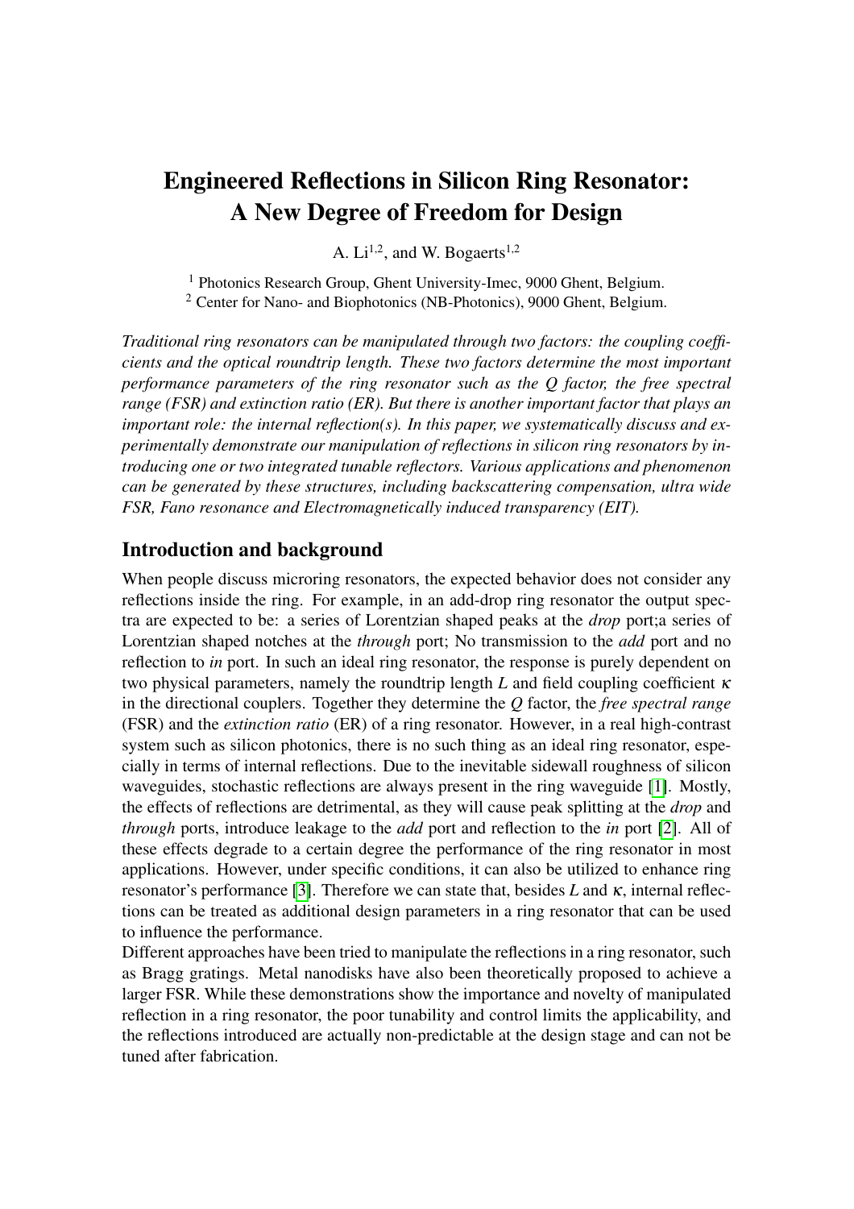# Engineered Reflections in Silicon Ring Resonator: A New Degree of Freedom for Design

A. Li[1,2], and W. Bogaerts[1,2]

[1] Photonics Research Group, Ghent University-Imec, 9000 Ghent, Belgium.
[2] Center for Nano- and Biophotonics (NB-Photonics), 9000 Ghent, Belgium.

*Traditional ring resonators can be manipulated through two factors: the coupling coefficients and the optical roundtrip length. These two factors determine the most important performance parameters of the ring resonator such as the Q factor, the free spectral range (FSR) and extinction ratio (ER). But there is another important factor that plays an important role: the internal reflection(s). In this paper, we systematically discuss and experimentally demonstrate our manipulation of reflections in silicon ring resonators by introducing one or two integrated tunable reflectors. Various applications and phenomenon can be generated by these structures, including backscattering compensation, ultra wide FSR, Fano resonance and Electromagnetically induced transparency (EIT).*

## Introduction and background

When people discuss microring resonators, the expected behavior does not consider any reflections inside the ring. For example, in an add-drop ring resonator the output spectra are expected to be: a series of Lorentzian shaped peaks at the *drop* port;a series of Lorentzian shaped notches at the *through* port; No transmission to the *add* port and no reflection to *in* port. In such an ideal ring resonator, the response is purely dependent on two physical parameters, namely the roundtrip length $L$ and field coupling coefficient $\kappa$ in the directional couplers. Together they determine the $Q$ factor, the *free spectral range* (FSR) and the *extinction ratio* (ER) of a ring resonator. However, in a real high-contrast system such as silicon photonics, there is no such thing as an ideal ring resonator, especially in terms of internal reflections. Due to the inevitable sidewall roughness of silicon waveguides, stochastic reflections are always present in the ring waveguide [1]. Mostly, the effects of reflections are detrimental, as they will cause peak splitting at the *drop* and *through* ports, introduce leakage to the *add* port and reflection to the *in* port [2]. All of these effects degrade to a certain degree the performance of the ring resonator in most applications. However, under specific conditions, it can also be utilized to enhance ring resonator's performance [3]. Therefore we can state that, besides $L$ and $\kappa$, internal reflections can be treated as additional design parameters in a ring resonator that can be used to influence the performance.

Different approaches have been tried to manipulate the reflections in a ring resonator, such as Bragg gratings. Metal nanodisks have also been theoretically proposed to achieve a larger FSR. While these demonstrations show the importance and novelty of manipulated reflection in a ring resonator, the poor tunability and control limits the applicability, and the reflections introduced are actually non-predictable at the design stage and can not be tuned after fabrication.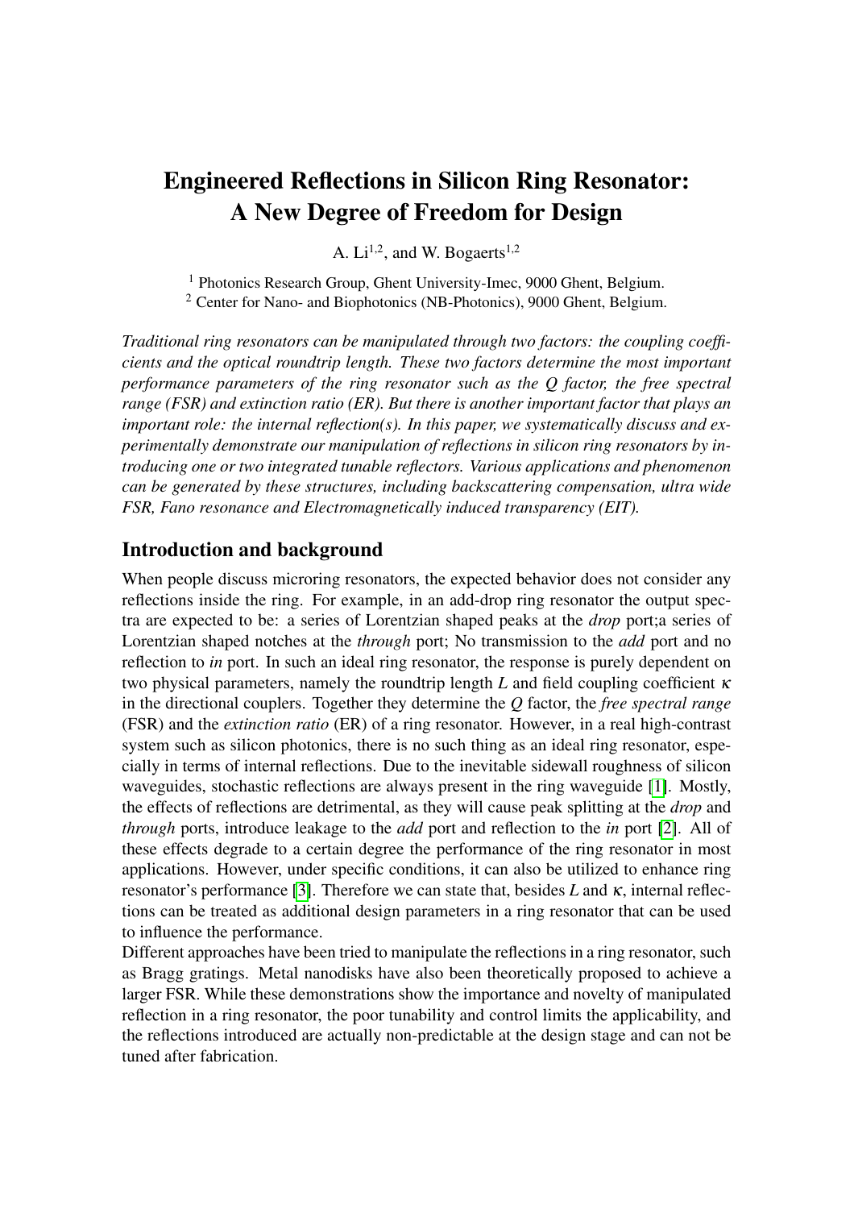# Engineered Reflections in Silicon Ring Resonator: A New Degree of Freedom for Design

A. Li[1,2], and W. Bogaerts[1,2]

[1] Photonics Research Group, Ghent University-Imec, 9000 Ghent, Belgium.
[2] Center for Nano- and Biophotonics (NB-Photonics), 9000 Ghent, Belgium.

*Traditional ring resonators can be manipulated through two factors: the coupling coefficients and the optical roundtrip length. These two factors determine the most important performance parameters of the ring resonator such as the Q factor, the free spectral range (FSR) and extinction ratio (ER). But there is another important factor that plays an important role: the internal reflection(s). In this paper, we systematically discuss and experimentally demonstrate our manipulation of reflections in silicon ring resonators by introducing one or two integrated tunable reflectors. Various applications and phenomenon can be generated by these structures, including backscattering compensation, ultra wide FSR, Fano resonance and Electromagnetically induced transparency (EIT).*

## Introduction and background

When people discuss microring resonators, the expected behavior does not consider any reflections inside the ring. For example, in an add-drop ring resonator the output spectra are expected to be: a series of Lorentzian shaped peaks at the *drop* port;a series of Lorentzian shaped notches at the *through* port; No transmission to the *add* port and no reflection to *in* port. In such an ideal ring resonator, the response is purely dependent on two physical parameters, namely the roundtrip length $L$ and field coupling coefficient $\kappa$ in the directional couplers. Together they determine the $Q$ factor, the *free spectral range* (FSR) and the *extinction ratio* (ER) of a ring resonator. However, in a real high-contrast system such as silicon photonics, there is no such thing as an ideal ring resonator, especially in terms of internal reflections. Due to the inevitable sidewall roughness of silicon waveguides, stochastic reflections are always present in the ring waveguide [1]. Mostly, the effects of reflections are detrimental, as they will cause peak splitting at the *drop* and *through* ports, introduce leakage to the *add* port and reflection to the *in* port [2]. All of these effects degrade to a certain degree the performance of the ring resonator in most applications. However, under specific conditions, it can also be utilized to enhance ring resonator's performance [3]. Therefore we can state that, besides $L$ and $\kappa$, internal reflections can be treated as additional design parameters in a ring resonator that can be used to influence the performance.

Different approaches have been tried to manipulate the reflections in a ring resonator, such as Bragg gratings. Metal nanodisks have also been theoretically proposed to achieve a larger FSR. While these demonstrations show the importance and novelty of manipulated reflection in a ring resonator, the poor tunability and control limits the applicability, and the reflections introduced are actually non-predictable at the design stage and can not be tuned after fabrication.